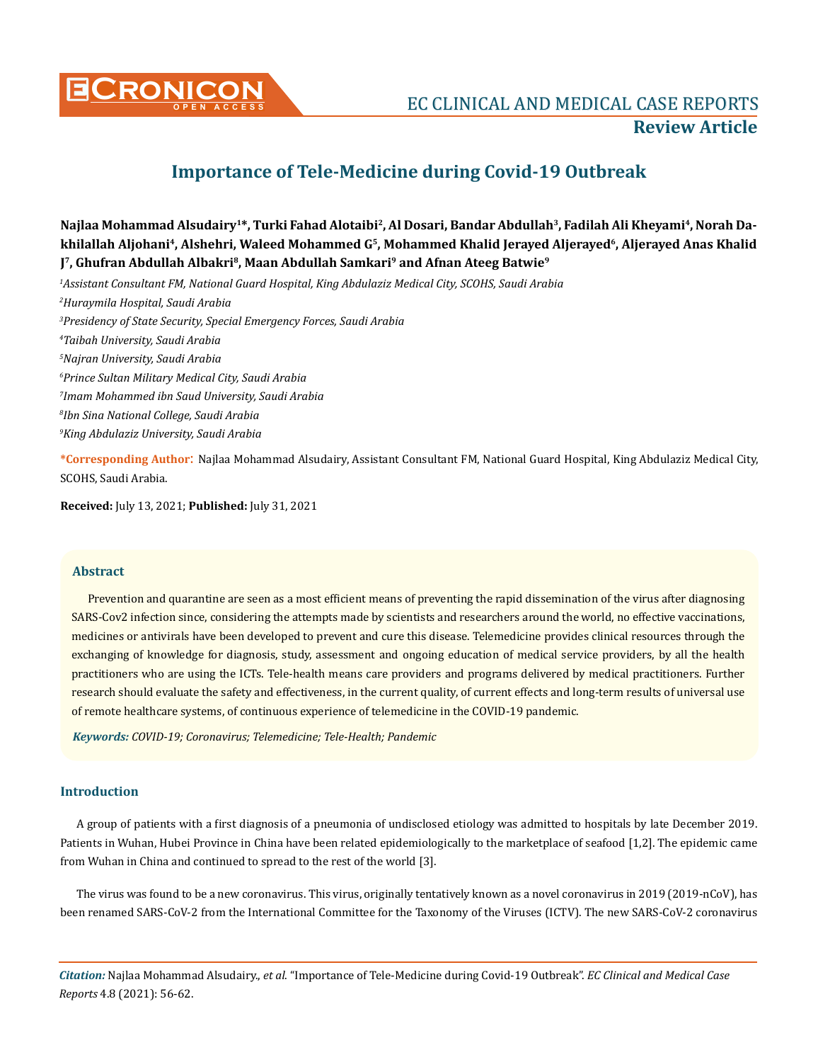# Importance of Tele-Medicine during Covid-19 Outbreak

**Najlaa Mohammad Alsudairy[1]\*, Turki Fahad Alotaibi[2], Al Dosari, Bandar Abdullah[3], Fadilah Ali Kheyami[4], Norah Dakhilallah Aljohani[4], Alshehri, Waleed Mohammed G[5], Mohammed Khalid Jerayed Aljerayed[6], Aljerayed Anas Khalid J[7], Ghufran Abdullah Albakri[8], Maan Abdullah Samkari[9] and Afnan Ateeg Batwie[9]**

*[1]Assistant Consultant FM, National Guard Hospital, King Abdulaziz Medical City, SCOHS, Saudi Arabia*

*[2]Huraymila Hospital, Saudi Arabia*

*[3]Presidency of State Security, Special Emergency Forces, Saudi Arabia*

*[4]Taibah University, Saudi Arabia*

*[5]Najran University, Saudi Arabia*

*[6]Prince Sultan Military Medical City, Saudi Arabia*

*[7]Imam Mohammed ibn Saud University, Saudi Arabia*

*[8]Ibn Sina National College, Saudi Arabia*

*[9]King Abdulaziz University, Saudi Arabia*

**\*Corresponding Author:** Najlaa Mohammad Alsudairy, Assistant Consultant FM, National Guard Hospital, King Abdulaziz Medical City, SCOHS, Saudi Arabia.

**Received:** July 13, 2021; **Published:** July 31, 2021

## Abstract

Prevention and quarantine are seen as a most efficient means of preventing the rapid dissemination of the virus after diagnosing SARS-Cov2 infection since, considering the attempts made by scientists and researchers around the world, no effective vaccinations, medicines or antivirals have been developed to prevent and cure this disease. Telemedicine provides clinical resources through the exchanging of knowledge for diagnosis, study, assessment and ongoing education of medical service providers, by all the health practitioners who are using the ICTs. Tele-health means care providers and programs delivered by medical practitioners. Further research should evaluate the safety and effectiveness, in the current quality, of current effects and long-term results of universal use of remote healthcare systems, of continuous experience of telemedicine in the COVID-19 pandemic.

***Keywords:*** *COVID-19; Coronavirus; Telemedicine; Tele-Health; Pandemic*

## Introduction

A group of patients with a first diagnosis of a pneumonia of undisclosed etiology was admitted to hospitals by late December 2019. Patients in Wuhan, Hubei Province in China have been related epidemiologically to the marketplace of seafood [1,2]. The epidemic came from Wuhan in China and continued to spread to the rest of the world [3].

The virus was found to be a new coronavirus. This virus, originally tentatively known as a novel coronavirus in 2019 (2019-nCoV), has been renamed SARS-CoV-2 from the International Committee for the Taxonomy of the Viruses (ICTV). The new SARS-CoV-2 coronavirus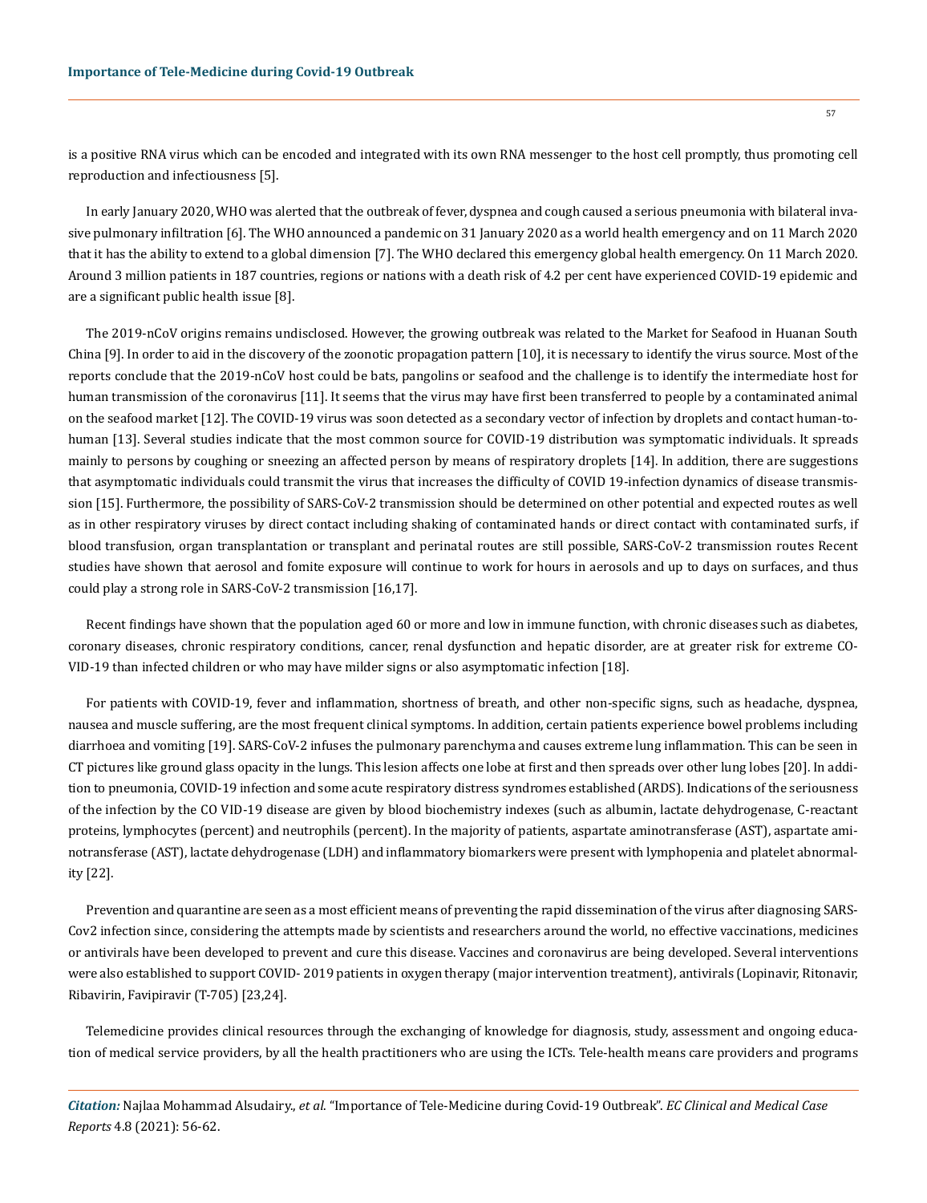is a positive RNA virus which can be encoded and integrated with its own RNA messenger to the host cell promptly, thus promoting cell reproduction and infectiousness [5].

In early January 2020, WHO was alerted that the outbreak of fever, dyspnea and cough caused a serious pneumonia with bilateral invasive pulmonary infiltration [6]. The WHO announced a pandemic on 31 January 2020 as a world health emergency and on 11 March 2020 that it has the ability to extend to a global dimension [7]. The WHO declared this emergency global health emergency. On 11 March 2020. Around 3 million patients in 187 countries, regions or nations with a death risk of 4.2 per cent have experienced COVID-19 epidemic and are a significant public health issue [8].

The 2019-nCoV origins remains undisclosed. However, the growing outbreak was related to the Market for Seafood in Huanan South China [9]. In order to aid in the discovery of the zoonotic propagation pattern [10], it is necessary to identify the virus source. Most of the reports conclude that the 2019-nCoV host could be bats, pangolins or seafood and the challenge is to identify the intermediate host for human transmission of the coronavirus [11]. It seems that the virus may have first been transferred to people by a contaminated animal on the seafood market [12]. The COVID-19 virus was soon detected as a secondary vector of infection by droplets and contact human-to-human [13]. Several studies indicate that the most common source for COVID-19 distribution was symptomatic individuals. It spreads mainly to persons by coughing or sneezing an affected person by means of respiratory droplets [14]. In addition, there are suggestions that asymptomatic individuals could transmit the virus that increases the difficulty of COVID 19-infection dynamics of disease transmission [15]. Furthermore, the possibility of SARS-CoV-2 transmission should be determined on other potential and expected routes as well as in other respiratory viruses by direct contact including shaking of contaminated hands or direct contact with contaminated surfs, if blood transfusion, organ transplantation or transplant and perinatal routes are still possible, SARS-CoV-2 transmission routes Recent studies have shown that aerosol and fomite exposure will continue to work for hours in aerosols and up to days on surfaces, and thus could play a strong role in SARS-CoV-2 transmission [16,17].

Recent findings have shown that the population aged 60 or more and low in immune function, with chronic diseases such as diabetes, coronary diseases, chronic respiratory conditions, cancer, renal dysfunction and hepatic disorder, are at greater risk for extreme COVID-19 than infected children or who may have milder signs or also asymptomatic infection [18].

For patients with COVID-19, fever and inflammation, shortness of breath, and other non-specific signs, such as headache, dyspnea, nausea and muscle suffering, are the most frequent clinical symptoms. In addition, certain patients experience bowel problems including diarrhoea and vomiting [19]. SARS-CoV-2 infuses the pulmonary parenchyma and causes extreme lung inflammation. This can be seen in CT pictures like ground glass opacity in the lungs. This lesion affects one lobe at first and then spreads over other lung lobes [20]. In addition to pneumonia, COVID-19 infection and some acute respiratory distress syndromes established (ARDS). Indications of the seriousness of the infection by the CO VID-19 disease are given by blood biochemistry indexes (such as albumin, lactate dehydrogenase, C-reactant proteins, lymphocytes (percent) and neutrophils (percent). In the majority of patients, aspartate aminotransferase (AST), aspartate aminotransferase (AST), lactate dehydrogenase (LDH) and inflammatory biomarkers were present with lymphopenia and platelet abnormality [22].

Prevention and quarantine are seen as a most efficient means of preventing the rapid dissemination of the virus after diagnosing SARS-Cov2 infection since, considering the attempts made by scientists and researchers around the world, no effective vaccinations, medicines or antivirals have been developed to prevent and cure this disease. Vaccines and coronavirus are being developed. Several interventions were also established to support COVID- 2019 patients in oxygen therapy (major intervention treatment), antivirals (Lopinavir, Ritonavir, Ribavirin, Favipiravir (T-705) [23,24].

Telemedicine provides clinical resources through the exchanging of knowledge for diagnosis, study, assessment and ongoing education of medical service providers, by all the health practitioners who are using the ICTs. Tele-health means care providers and programs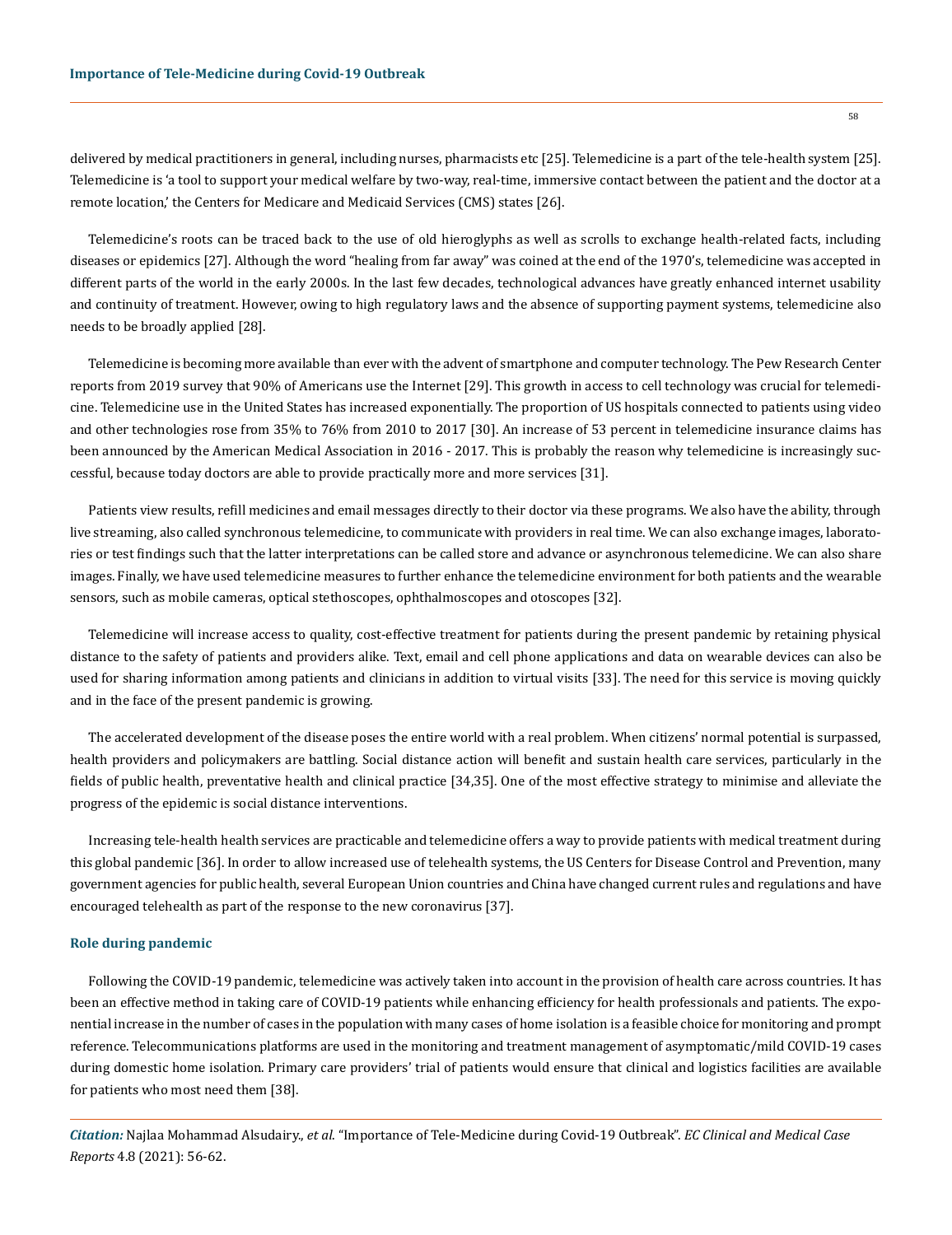delivered by medical practitioners in general, including nurses, pharmacists etc [25]. Telemedicine is a part of the tele-health system [25]. Telemedicine is 'a tool to support your medical welfare by two-way, real-time, immersive contact between the patient and the doctor at a remote location,' the Centers for Medicare and Medicaid Services (CMS) states [26].

Telemedicine's roots can be traced back to the use of old hieroglyphs as well as scrolls to exchange health-related facts, including diseases or epidemics [27]. Although the word "healing from far away" was coined at the end of the 1970's, telemedicine was accepted in different parts of the world in the early 2000s. In the last few decades, technological advances have greatly enhanced internet usability and continuity of treatment. However, owing to high regulatory laws and the absence of supporting payment systems, telemedicine also needs to be broadly applied [28].

Telemedicine is becoming more available than ever with the advent of smartphone and computer technology. The Pew Research Center reports from 2019 survey that 90% of Americans use the Internet [29]. This growth in access to cell technology was crucial for telemedicine. Telemedicine use in the United States has increased exponentially. The proportion of US hospitals connected to patients using video and other technologies rose from 35% to 76% from 2010 to 2017 [30]. An increase of 53 percent in telemedicine insurance claims has been announced by the American Medical Association in 2016 - 2017. This is probably the reason why telemedicine is increasingly successful, because today doctors are able to provide practically more and more services [31].

Patients view results, refill medicines and email messages directly to their doctor via these programs. We also have the ability, through live streaming, also called synchronous telemedicine, to communicate with providers in real time. We can also exchange images, laboratories or test findings such that the latter interpretations can be called store and advance or asynchronous telemedicine. We can also share images. Finally, we have used telemedicine measures to further enhance the telemedicine environment for both patients and the wearable sensors, such as mobile cameras, optical stethoscopes, ophthalmoscopes and otoscopes [32].

Telemedicine will increase access to quality, cost-effective treatment for patients during the present pandemic by retaining physical distance to the safety of patients and providers alike. Text, email and cell phone applications and data on wearable devices can also be used for sharing information among patients and clinicians in addition to virtual visits [33]. The need for this service is moving quickly and in the face of the present pandemic is growing.

The accelerated development of the disease poses the entire world with a real problem. When citizens' normal potential is surpassed, health providers and policymakers are battling. Social distance action will benefit and sustain health care services, particularly in the fields of public health, preventative health and clinical practice [34,35]. One of the most effective strategy to minimise and alleviate the progress of the epidemic is social distance interventions.

Increasing tele-health health services are practicable and telemedicine offers a way to provide patients with medical treatment during this global pandemic [36]. In order to allow increased use of telehealth systems, the US Centers for Disease Control and Prevention, many government agencies for public health, several European Union countries and China have changed current rules and regulations and have encouraged telehealth as part of the response to the new coronavirus [37].

## Role during pandemic

Following the COVID-19 pandemic, telemedicine was actively taken into account in the provision of health care across countries. It has been an effective method in taking care of COVID-19 patients while enhancing efficiency for health professionals and patients. The exponential increase in the number of cases in the population with many cases of home isolation is a feasible choice for monitoring and prompt reference. Telecommunications platforms are used in the monitoring and treatment management of asymptomatic/mild COVID-19 cases during domestic home isolation. Primary care providers' trial of patients would ensure that clinical and logistics facilities are available for patients who most need them [38].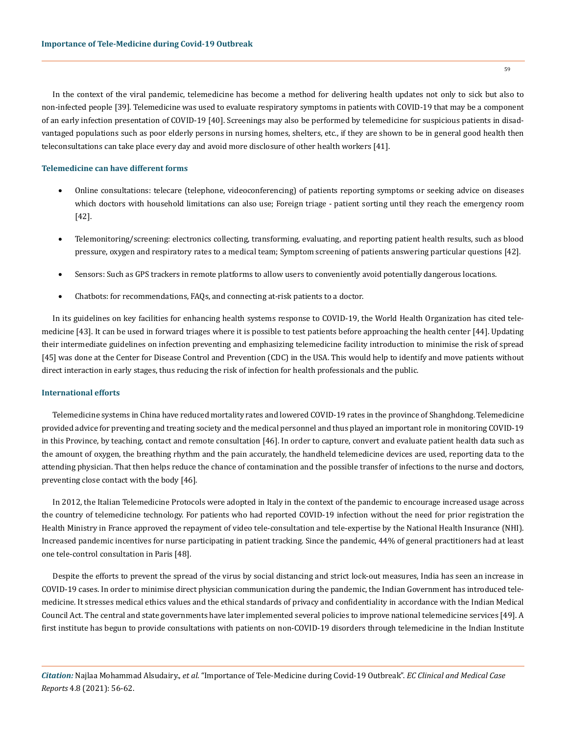In the context of the viral pandemic, telemedicine has become a method for delivering health updates not only to sick but also to non-infected people [39]. Telemedicine was used to evaluate respiratory symptoms in patients with COVID-19 that may be a component of an early infection presentation of COVID-19 [40]. Screenings may also be performed by telemedicine for suspicious patients in disadvantaged populations such as poor elderly persons in nursing homes, shelters, etc., if they are shown to be in general good health then teleconsultations can take place every day and avoid more disclosure of other health workers [41].

### Telemedicine can have different forms

- Online consultations: telecare (telephone, videoconferencing) of patients reporting symptoms or seeking advice on diseases which doctors with household limitations can also use; Foreign triage - patient sorting until they reach the emergency room [42].
- Telemonitoring/screening: electronics collecting, transforming, evaluating, and reporting patient health results, such as blood pressure, oxygen and respiratory rates to a medical team; Symptom screening of patients answering particular questions [42].
- Sensors: Such as GPS trackers in remote platforms to allow users to conveniently avoid potentially dangerous locations.
- Chatbots: for recommendations, FAQs, and connecting at-risk patients to a doctor.

In its guidelines on key facilities for enhancing health systems response to COVID-19, the World Health Organization has cited telemedicine [43]. It can be used in forward triages where it is possible to test patients before approaching the health center [44]. Updating their intermediate guidelines on infection preventing and emphasizing telemedicine facility introduction to minimise the risk of spread [45] was done at the Center for Disease Control and Prevention (CDC) in the USA. This would help to identify and move patients without direct interaction in early stages, thus reducing the risk of infection for health professionals and the public.

### International efforts

Telemedicine systems in China have reduced mortality rates and lowered COVID-19 rates in the province of Shanghdong. Telemedicine provided advice for preventing and treating society and the medical personnel and thus played an important role in monitoring COVID-19 in this Province, by teaching, contact and remote consultation [46]. In order to capture, convert and evaluate patient health data such as the amount of oxygen, the breathing rhythm and the pain accurately, the handheld telemedicine devices are used, reporting data to the attending physician. That then helps reduce the chance of contamination and the possible transfer of infections to the nurse and doctors, preventing close contact with the body [46].

In 2012, the Italian Telemedicine Protocols were adopted in Italy in the context of the pandemic to encourage increased usage across the country of telemedicine technology. For patients who had reported COVID-19 infection without the need for prior registration the Health Ministry in France approved the repayment of video tele-consultation and tele-expertise by the National Health Insurance (NHI). Increased pandemic incentives for nurse participating in patient tracking. Since the pandemic, 44% of general practitioners had at least one tele-control consultation in Paris [48].

Despite the efforts to prevent the spread of the virus by social distancing and strict lock-out measures, India has seen an increase in COVID-19 cases. In order to minimise direct physician communication during the pandemic, the Indian Government has introduced telemedicine. It stresses medical ethics values and the ethical standards of privacy and confidentiality in accordance with the Indian Medical Council Act. The central and state governments have later implemented several policies to improve national telemedicine services [49]. A first institute has begun to provide consultations with patients on non-COVID-19 disorders through telemedicine in the Indian Institute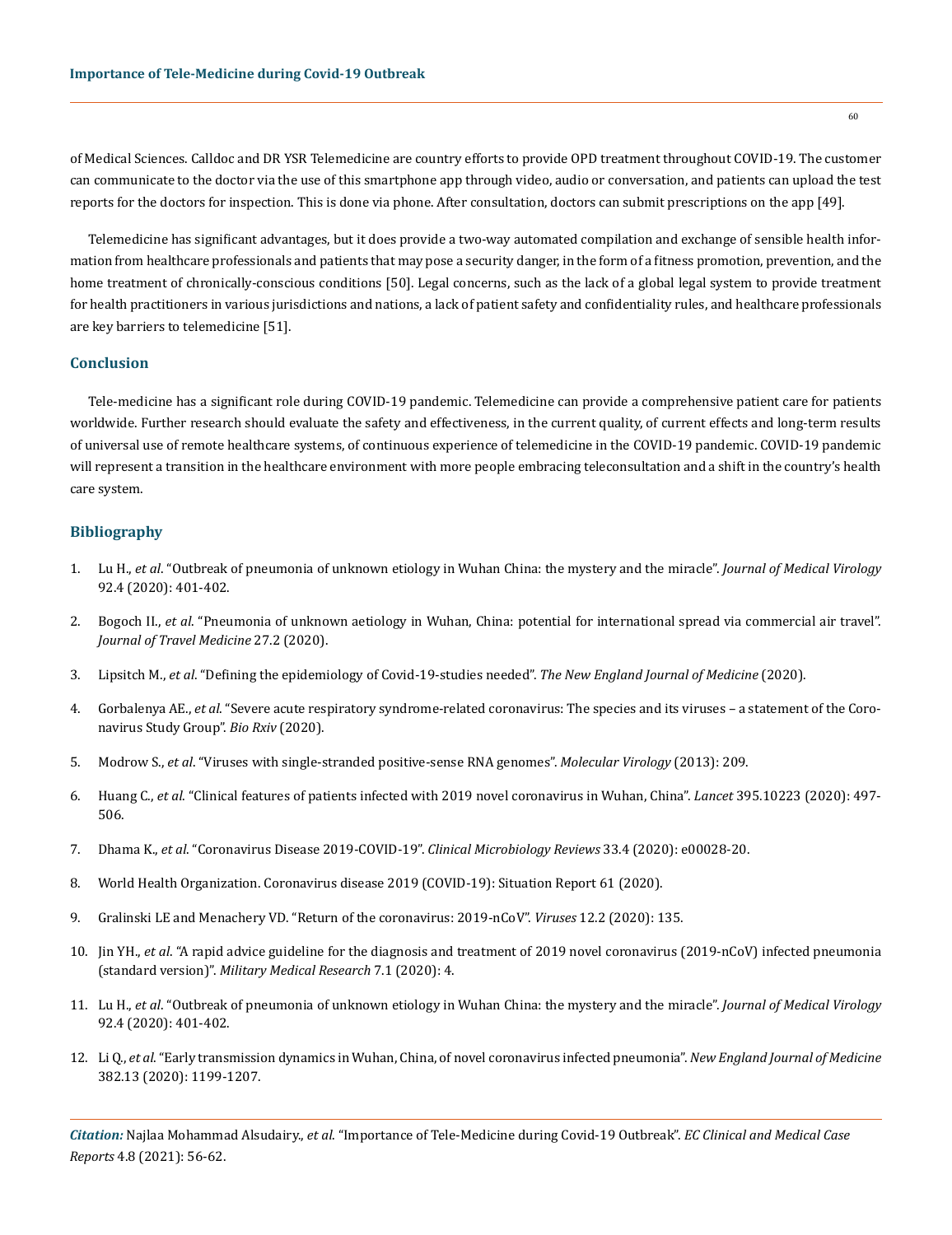of Medical Sciences. Calldoc and DR YSR Telemedicine are country efforts to provide OPD treatment throughout COVID-19. The customer can communicate to the doctor via the use of this smartphone app through video, audio or conversation, and patients can upload the test reports for the doctors for inspection. This is done via phone. After consultation, doctors can submit prescriptions on the app [49].

Telemedicine has significant advantages, but it does provide a two-way automated compilation and exchange of sensible health information from healthcare professionals and patients that may pose a security danger, in the form of a fitness promotion, prevention, and the home treatment of chronically-conscious conditions [50]. Legal concerns, such as the lack of a global legal system to provide treatment for health practitioners in various jurisdictions and nations, a lack of patient safety and confidentiality rules, and healthcare professionals are key barriers to telemedicine [51].

## Conclusion

Tele-medicine has a significant role during COVID-19 pandemic. Telemedicine can provide a comprehensive patient care for patients worldwide. Further research should evaluate the safety and effectiveness, in the current quality, of current effects and long-term results of universal use of remote healthcare systems, of continuous experience of telemedicine in the COVID-19 pandemic. COVID-19 pandemic will represent a transition in the healthcare environment with more people embracing teleconsultation and a shift in the country's health care system.

## Bibliography

1. Lu H., *et al*. "Outbreak of pneumonia of unknown etiology in Wuhan China: the mystery and the miracle". *Journal of Medical Virology* 92.4 (2020): 401-402.
2. Bogoch II., *et al*. "Pneumonia of unknown aetiology in Wuhan, China: potential for international spread via commercial air travel". *Journal of Travel Medicine* 27.2 (2020).
3. Lipsitch M., *et al*. "Defining the epidemiology of Covid-19-studies needed". *The New England Journal of Medicine* (2020).
4. Gorbalenya AE., *et al*. "Severe acute respiratory syndrome-related coronavirus: The species and its viruses – a statement of the Coronavirus Study Group". *Bio Rxiv* (2020).
5. Modrow S., *et al*. "Viruses with single-stranded positive-sense RNA genomes". *Molecular Virology* (2013): 209.
6. Huang C., *et al*. "Clinical features of patients infected with 2019 novel coronavirus in Wuhan, China". *Lancet* 395.10223 (2020): 497-506.
7. Dhama K., *et al*. "Coronavirus Disease 2019-COVID-19". *Clinical Microbiology Reviews* 33.4 (2020): e00028-20.
8. World Health Organization. Coronavirus disease 2019 (COVID-19): Situation Report 61 (2020).
9. Gralinski LE and Menachery VD. "Return of the coronavirus: 2019-nCoV". *Viruses* 12.2 (2020): 135.
10. Jin YH., *et al*. "A rapid advice guideline for the diagnosis and treatment of 2019 novel coronavirus (2019-nCoV) infected pneumonia (standard version)". *Military Medical Research* 7.1 (2020): 4.
11. Lu H., *et al*. "Outbreak of pneumonia of unknown etiology in Wuhan China: the mystery and the miracle". *Journal of Medical Virology* 92.4 (2020): 401-402.
12. Li Q., *et al*. "Early transmission dynamics in Wuhan, China, of novel coronavirus infected pneumonia". *New England Journal of Medicine* 382.13 (2020): 1199-1207.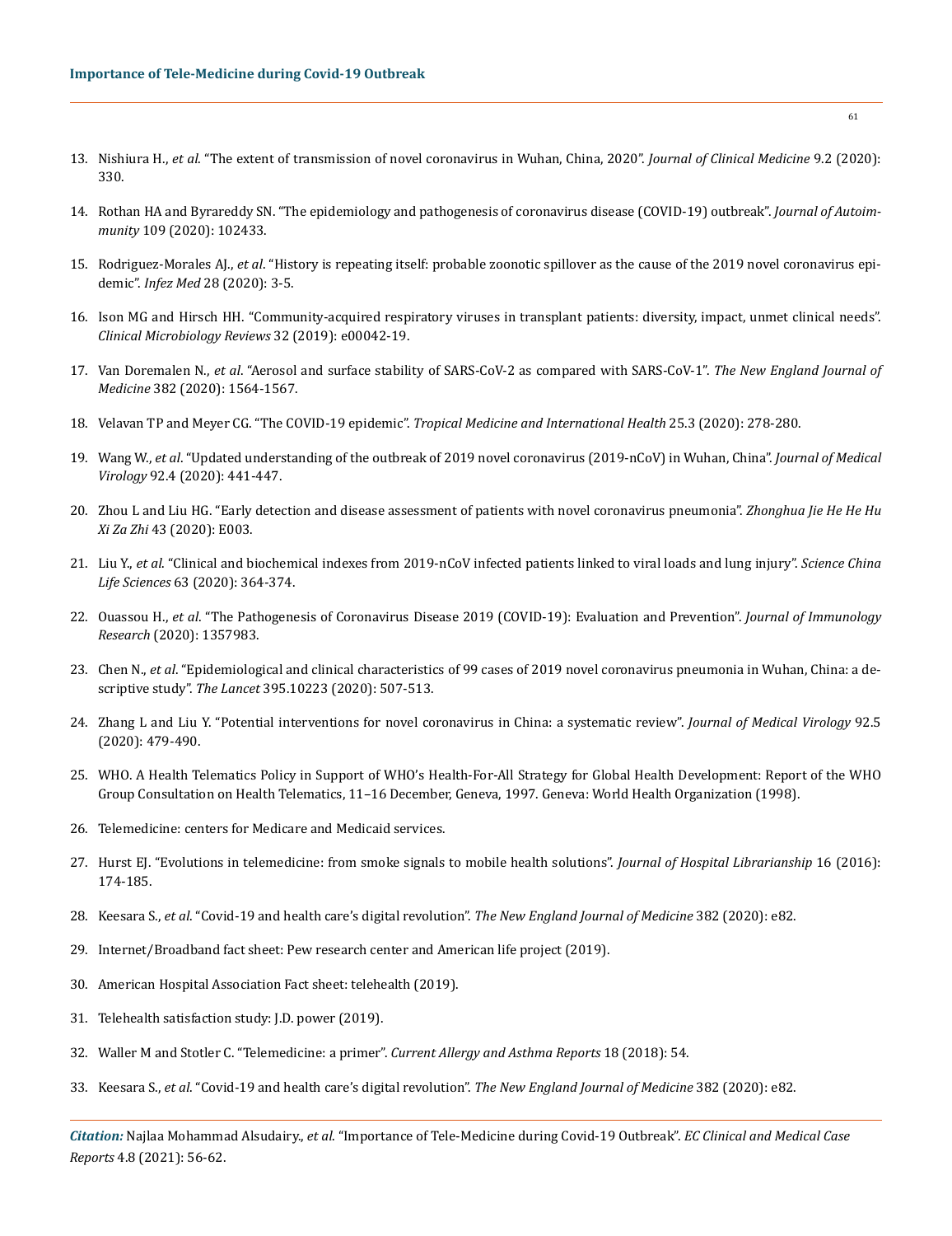13. Nishiura H., *et al*. "The extent of transmission of novel coronavirus in Wuhan, China, 2020". *Journal of Clinical Medicine* 9.2 (2020): 330.

14. Rothan HA and Byrareddy SN. "The epidemiology and pathogenesis of coronavirus disease (COVID-19) outbreak". *Journal of Autoimmunity* 109 (2020): 102433.

15. Rodriguez-Morales AJ., *et al*. "History is repeating itself: probable zoonotic spillover as the cause of the 2019 novel coronavirus epidemic". *Infez Med* 28 (2020): 3-5.

16. Ison MG and Hirsch HH. "Community-acquired respiratory viruses in transplant patients: diversity, impact, unmet clinical needs". *Clinical Microbiology Reviews* 32 (2019): e00042-19.

17. Van Doremalen N., *et al*. "Aerosol and surface stability of SARS-CoV-2 as compared with SARS-CoV-1". *The New England Journal of Medicine* 382 (2020): 1564-1567.

18. Velavan TP and Meyer CG. "The COVID-19 epidemic". *Tropical Medicine and International Health* 25.3 (2020): 278-280.

19. Wang W., *et al*. "Updated understanding of the outbreak of 2019 novel coronavirus (2019-nCoV) in Wuhan, China". *Journal of Medical Virology* 92.4 (2020): 441-447.

20. Zhou L and Liu HG. "Early detection and disease assessment of patients with novel coronavirus pneumonia". *Zhonghua Jie He He Hu Xi Za Zhi* 43 (2020): E003.

21. Liu Y., *et al*. "Clinical and biochemical indexes from 2019-nCoV infected patients linked to viral loads and lung injury". *Science China Life Sciences* 63 (2020): 364-374.

22. Ouassou H., *et al*. "The Pathogenesis of Coronavirus Disease 2019 (COVID-19): Evaluation and Prevention". *Journal of Immunology Research* (2020): 1357983.

23. Chen N., *et al*. "Epidemiological and clinical characteristics of 99 cases of 2019 novel coronavirus pneumonia in Wuhan, China: a descriptive study". *The Lancet* 395.10223 (2020): 507-513.

24. Zhang L and Liu Y. "Potential interventions for novel coronavirus in China: a systematic review". *Journal of Medical Virology* 92.5 (2020): 479-490.

25. WHO. A Health Telematics Policy in Support of WHO's Health-For-All Strategy for Global Health Development: Report of the WHO Group Consultation on Health Telematics, 11–16 December, Geneva, 1997. Geneva: World Health Organization (1998).

26. Telemedicine: centers for Medicare and Medicaid services.

27. Hurst EJ. "Evolutions in telemedicine: from smoke signals to mobile health solutions". *Journal of Hospital Librarianship* 16 (2016): 174-185.

28. Keesara S., *et al*. "Covid-19 and health care's digital revolution". *The New England Journal of Medicine* 382 (2020): e82.

29. Internet/Broadband fact sheet: Pew research center and American life project (2019).

30. American Hospital Association Fact sheet: telehealth (2019).

31. Telehealth satisfaction study: J.D. power (2019).

32. Waller M and Stotler C. "Telemedicine: a primer". *Current Allergy and Asthma Reports* 18 (2018): 54.

33. Keesara S., *et al*. "Covid-19 and health care's digital revolution". *The New England Journal of Medicine* 382 (2020): e82.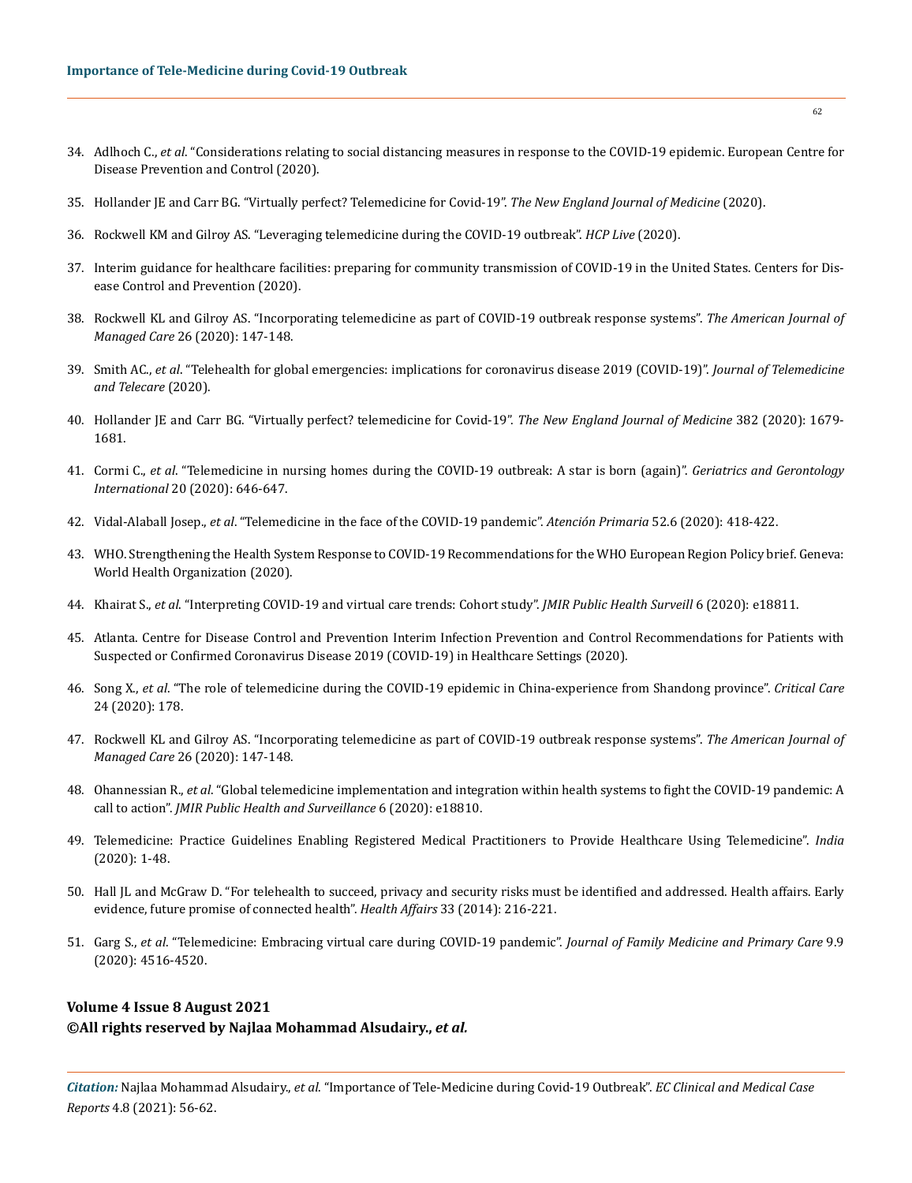34. Adlhoch C., *et al*. "Considerations relating to social distancing measures in response to the COVID-19 epidemic. European Centre for Disease Prevention and Control (2020).
35. Hollander JE and Carr BG. "Virtually perfect? Telemedicine for Covid-19". *The New England Journal of Medicine* (2020).
36. Rockwell KM and Gilroy AS. "Leveraging telemedicine during the COVID-19 outbreak". *HCP Live* (2020).
37. Interim guidance for healthcare facilities: preparing for community transmission of COVID-19 in the United States. Centers for Disease Control and Prevention (2020).
38. Rockwell KL and Gilroy AS. "Incorporating telemedicine as part of COVID-19 outbreak response systems". *The American Journal of Managed Care* 26 (2020): 147-148.
39. Smith AC., *et al*. "Telehealth for global emergencies: implications for coronavirus disease 2019 (COVID-19)". *Journal of Telemedicine and Telecare* (2020).
40. Hollander JE and Carr BG. "Virtually perfect? telemedicine for Covid-19". *The New England Journal of Medicine* 382 (2020): 1679-1681.
41. Cormi C., *et al*. "Telemedicine in nursing homes during the COVID-19 outbreak: A star is born (again)". *Geriatrics and Gerontology International* 20 (2020): 646-647.
42. Vidal-Alaball Josep., *et al*. "Telemedicine in the face of the COVID-19 pandemic". *Atención Primaria* 52.6 (2020): 418-422.
43. WHO. Strengthening the Health System Response to COVID-19 Recommendations for the WHO European Region Policy brief. Geneva: World Health Organization (2020).
44. Khairat S., *et al*. "Interpreting COVID-19 and virtual care trends: Cohort study". *JMIR Public Health Surveill* 6 (2020): e18811.
45. Atlanta. Centre for Disease Control and Prevention Interim Infection Prevention and Control Recommendations for Patients with Suspected or Confirmed Coronavirus Disease 2019 (COVID-19) in Healthcare Settings (2020).
46. Song X., *et al*. "The role of telemedicine during the COVID-19 epidemic in China-experience from Shandong province". *Critical Care* 24 (2020): 178.
47. Rockwell KL and Gilroy AS. "Incorporating telemedicine as part of COVID-19 outbreak response systems". *The American Journal of Managed Care* 26 (2020): 147-148.
48. Ohannessian R., *et al*. "Global telemedicine implementation and integration within health systems to fight the COVID-19 pandemic: A call to action". *JMIR Public Health and Surveillance* 6 (2020): e18810.
49. Telemedicine: Practice Guidelines Enabling Registered Medical Practitioners to Provide Healthcare Using Telemedicine". *India* (2020): 1-48.
50. Hall JL and McGraw D. "For telehealth to succeed, privacy and security risks must be identified and addressed. Health affairs. Early evidence, future promise of connected health". *Health Affairs* 33 (2014): 216-221.
51. Garg S., *et al*. "Telemedicine: Embracing virtual care during COVID-19 pandemic". *Journal of Family Medicine and Primary Care* 9.9 (2020): 4516-4520.

**Volume 4 Issue 8 August 2021**
**©All rights reserved by Najlaa Mohammad Alsudairy., *et al.***